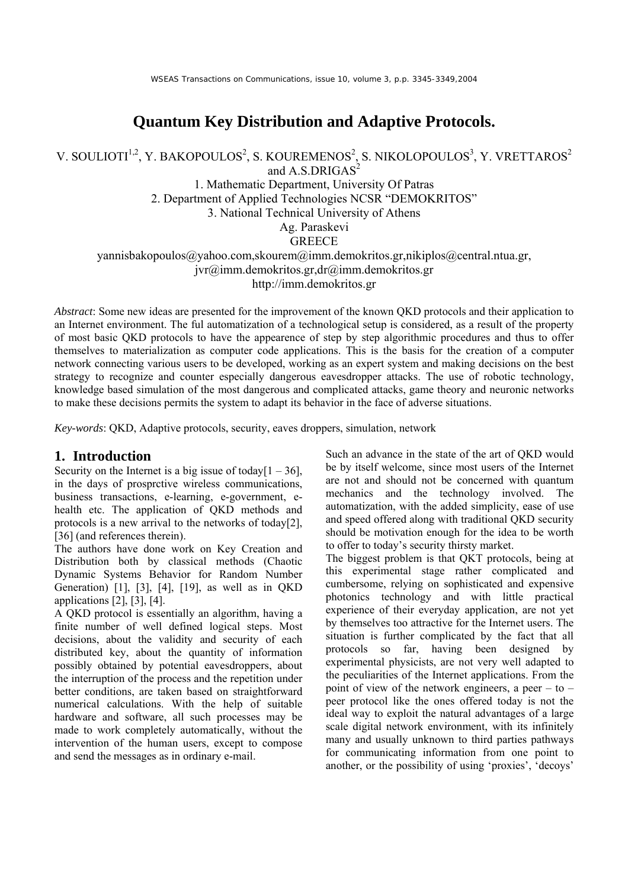# Quantum Key Distribution and Adaptive Protocols.

V. SOULIOTI[1,2], Y. BAKOPOULOS[2], S. KOUREMENOS[2], S. NIKOLOPOULOS[3], Y. VRETTAROS[2] and A.S.DRIGAS[2]

1. Mathematic Department, University Of Patras
2. Department of Applied Technologies NCSR "DEMOKRITOS"
3. National Technical University of Athens

Ag. Paraskevi
GREECE

yannisbakopoulos@yahoo.com,skourem@imm.demokritos.gr,nikiplos@central.ntua.gr, jvr@imm.demokritos.gr,dr@imm.demokritos.gr
http://imm.demokritos.gr

*Abstract*: Some new ideas are presented for the improvement of the known QKD protocols and their application to an Internet environment. The ful automatization of a technological setup is considered, as a result of the property of most basic QKD protocols to have the appearence of step by step algorithmic procedures and thus to offer themselves to materialization as computer code applications. This is the basis for the creation of a computer network connecting various users to be developed, working as an expert system and making decisions on the best strategy to recognize and counter especially dangerous eavesdropper attacks. The use of robotic technology, knowledge based simulation of the most dangerous and complicated attacks, game theory and neuronic networks to make these decisions permits the system to adapt its behavior in the face of adverse situations.

*Key-words*: QKD, Adaptive protocols, security, eaves droppers, simulation, network

## 1. Introduction

Security on the Internet is a big issue of today[1 – 36], in the days of prosprctive wireless communications, business transactions, e-learning, e-government, e-health etc. The application of QKD methods and protocols is a new arrival to the networks of today[2], [36] (and references therein).

The authors have done work on Key Creation and Distribution both by classical methods (Chaotic Dynamic Systems Behavior for Random Number Generation) [1], [3], [4], [19], as well as in QKD applications [2], [3], [4].

A QKD protocol is essentially an algorithm, having a finite number of well defined logical steps. Most decisions, about the validity and security of each distributed key, about the quantity of information possibly obtained by potential eavesdroppers, about the interruption of the process and the repetition under better conditions, are taken based on straightforward numerical calculations. With the help of suitable hardware and software, all such processes may be made to work completely automatically, without the intervention of the human users, except to compose and send the messages as in ordinary e-mail.

Such an advance in the state of the art of QKD would be by itself welcome, since most users of the Internet are not and should not be concerned with quantum mechanics and the technology involved. The automatization, with the added simplicity, ease of use and speed offered along with traditional QKD security should be motivation enough for the idea to be worth to offer to today's security thirsty market.

The biggest problem is that QKT protocols, being at this experimental stage rather complicated and cumbersome, relying on sophisticated and expensive photonics technology and with little practical experience of their everyday application, are not yet by themselves too attractive for the Internet users. The situation is further complicated by the fact that all protocols so far, having been designed by experimental physicists, are not very well adapted to the peculiarities of the Internet applications. From the point of view of the network engineers, a peer – to – peer protocol like the ones offered today is not the ideal way to exploit the natural advantages of a large scale digital network environment, with its infinitely many and usually unknown to third parties pathways for communicating information from one point to another, or the possibility of using 'proxies', 'decoys'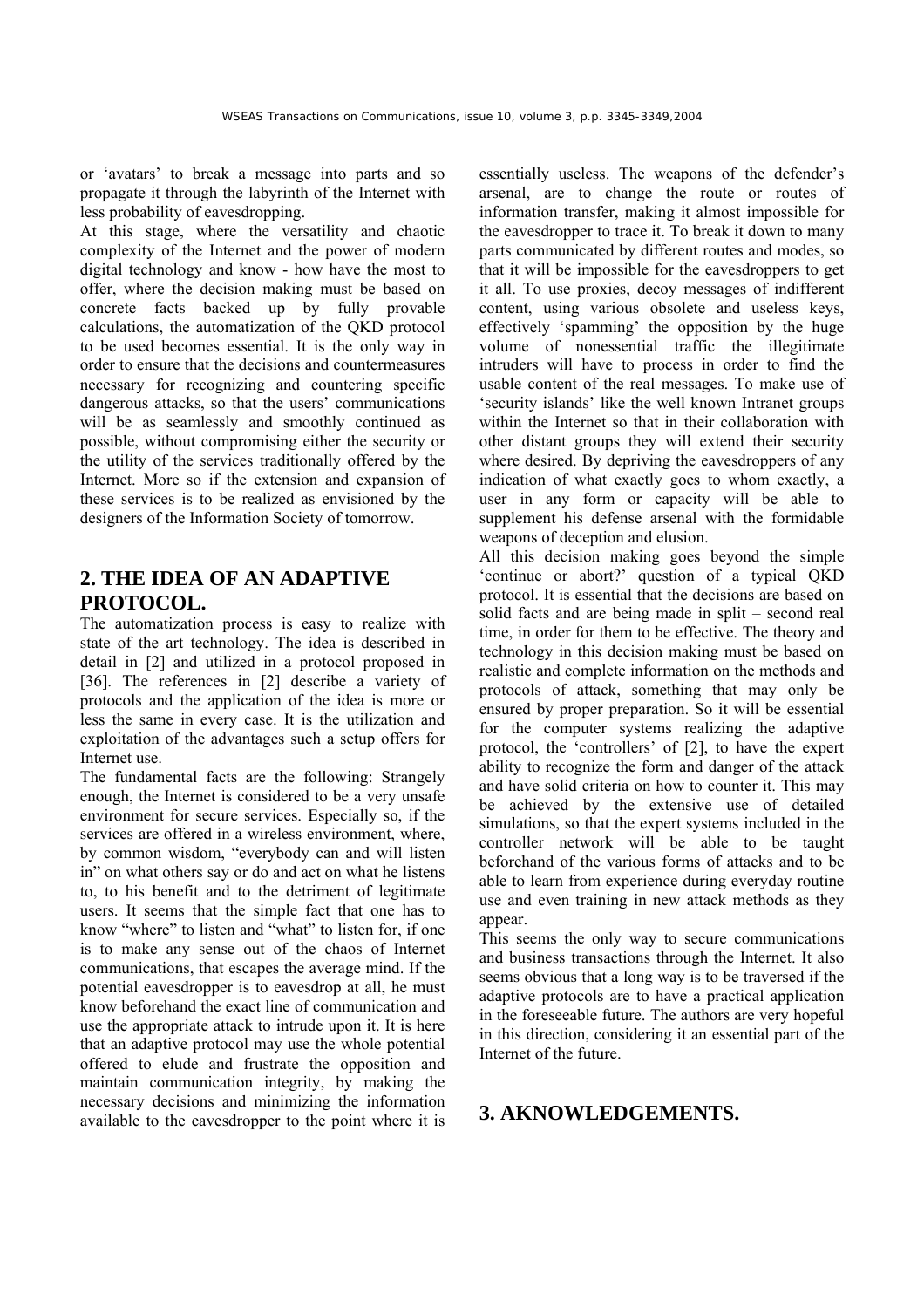or 'avatars' to break a message into parts and so propagate it through the labyrinth of the Internet with less probability of eavesdropping.

At this stage, where the versatility and chaotic complexity of the Internet and the power of modern digital technology and know - how have the most to offer, where the decision making must be based on concrete facts backed up by fully provable calculations, the automatization of the QKD protocol to be used becomes essential. It is the only way in order to ensure that the decisions and countermeasures necessary for recognizing and countering specific dangerous attacks, so that the users' communications will be as seamlessly and smoothly continued as possible, without compromising either the security or the utility of the services traditionally offered by the Internet. More so if the extension and expansion of these services is to be realized as envisioned by the designers of the Information Society of tomorrow.

## 2. THE IDEA OF AN ADAPTIVE PROTOCOL.

The automatization process is easy to realize with state of the art technology. The idea is described in detail in [2] and utilized in a protocol proposed in [36]. The references in [2] describe a variety of protocols and the application of the idea is more or less the same in every case. It is the utilization and exploitation of the advantages such a setup offers for Internet use.

The fundamental facts are the following: Strangely enough, the Internet is considered to be a very unsafe environment for secure services. Especially so, if the services are offered in a wireless environment, where, by common wisdom, "everybody can and will listen in" on what others say or do and act on what he listens to, to his benefit and to the detriment of legitimate users. It seems that the simple fact that one has to know "where" to listen and "what" to listen for, if one is to make any sense out of the chaos of Internet communications, that escapes the average mind. If the potential eavesdropper is to eavesdrop at all, he must know beforehand the exact line of communication and use the appropriate attack to intrude upon it. It is here that an adaptive protocol may use the whole potential offered to elude and frustrate the opposition and maintain communication integrity, by making the necessary decisions and minimizing the information available to the eavesdropper to the point where it is essentially useless. The weapons of the defender's arsenal, are to change the route or routes of information transfer, making it almost impossible for the eavesdropper to trace it. To break it down to many parts communicated by different routes and modes, so that it will be impossible for the eavesdroppers to get it all. To use proxies, decoy messages of indifferent content, using various obsolete and useless keys, effectively 'spamming' the opposition by the huge volume of nonessential traffic the illegitimate intruders will have to process in order to find the usable content of the real messages. To make use of 'security islands' like the well known Intranet groups within the Internet so that in their collaboration with other distant groups they will extend their security where desired. By depriving the eavesdroppers of any indication of what exactly goes to whom exactly, a user in any form or capacity will be able to supplement his defense arsenal with the formidable weapons of deception and elusion.

All this decision making goes beyond the simple 'continue or abort?' question of a typical QKD protocol. It is essential that the decisions are based on solid facts and are being made in split – second real time, in order for them to be effective. The theory and technology in this decision making must be based on realistic and complete information on the methods and protocols of attack, something that may only be ensured by proper preparation. So it will be essential for the computer systems realizing the adaptive protocol, the 'controllers' of [2], to have the expert ability to recognize the form and danger of the attack and have solid criteria on how to counter it. This may be achieved by the extensive use of detailed simulations, so that the expert systems included in the controller network will be able to be taught beforehand of the various forms of attacks and to be able to learn from experience during everyday routine use and even training in new attack methods as they appear.

This seems the only way to secure communications and business transactions through the Internet. It also seems obvious that a long way is to be traversed if the adaptive protocols are to have a practical application in the foreseeable future. The authors are very hopeful in this direction, considering it an essential part of the Internet of the future.

## 3. AKNOWLEDGEMENTS.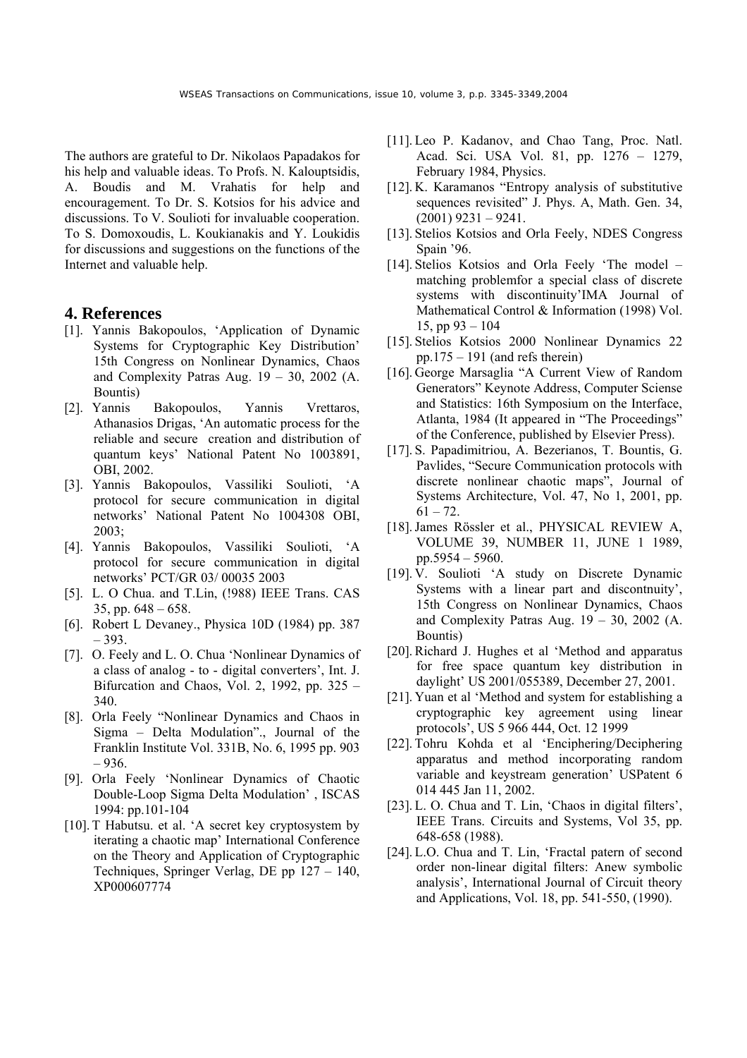The authors are grateful to Dr. Nikolaos Papadakos for his help and valuable ideas. To Profs. N. Kalouptsidis, A. Boudis and M. Vrahatis for help and encouragement. To Dr. S. Kotsios for his advice and discussions. To V. Soulioti for invaluable cooperation. To S. Domoxoudis, L. Koukianakis and Y. Loukidis for discussions and suggestions on the functions of the Internet and valuable help.

## 4. References

[1]. Yannis Bakopoulos, 'Application of Dynamic Systems for Cryptographic Key Distribution' 15th Congress on Nonlinear Dynamics, Chaos and Complexity Patras Aug. 19 – 30, 2002 (A. Bountis)

[2]. Yannis Bakopoulos, Yannis Vrettaros, Athanasios Drigas, 'An automatic process for the reliable and secure creation and distribution of quantum keys' National Patent No 1003891, OBI, 2002.

[3]. Yannis Bakopoulos, Vassiliki Soulioti, 'A protocol for secure communication in digital networks' National Patent No 1004308 OBI, 2003;

[4]. Yannis Bakopoulos, Vassiliki Soulioti, 'A protocol for secure communication in digital networks' PCT/GR 03/ 00035 2003

[5]. L. O Chua. and T.Lin, (!988) IEEE Trans. CAS 35, pp. 648 – 658.

[6]. Robert L Devaney., Physica 10D (1984) pp. 387 – 393.

[7]. O. Feely and L. O. Chua 'Nonlinear Dynamics of a class of analog - to - digital converters', Int. J. Bifurcation and Chaos, Vol. 2, 1992, pp. 325 – 340.

[8]. Orla Feely "Nonlinear Dynamics and Chaos in Sigma – Delta Modulation"., Journal of the Franklin Institute Vol. 331B, No. 6, 1995 pp. 903 – 936.

[9]. Orla Feely 'Nonlinear Dynamics of Chaotic Double-Loop Sigma Delta Modulation' , ISCAS 1994: pp.101-104

[10]. T Habutsu. et al. 'A secret key cryptosystem by iterating a chaotic map' International Conference on the Theory and Application of Cryptographic Techniques, Springer Verlag, DE pp 127 – 140, XP000607774

[11]. Leo P. Kadanov, and Chao Tang, Proc. Natl. Acad. Sci. USA Vol. 81, pp. 1276 – 1279, February 1984, Physics.

[12]. K. Karamanos "Entropy analysis of substitutive sequences revisited" J. Phys. A, Math. Gen. 34, (2001) 9231 – 9241.

[13]. Stelios Kotsios and Orla Feely, NDES Congress Spain '96.

[14]. Stelios Kotsios and Orla Feely 'The model – matching problemfor a special class of discrete systems with discontinuity'IMA Journal of Mathematical Control & Information (1998) Vol. 15, pp 93 – 104

[15]. Stelios Kotsios 2000 Nonlinear Dynamics 22 pp.175 – 191 (and refs therein)

[16]. George Marsaglia "A Current View of Random Generators" Keynote Address, Computer Sciense and Statistics: 16th Symposium on the Interface, Atlanta, 1984 (It appeared in "The Proceedings" of the Conference, published by Elsevier Press).

[17]. S. Papadimitriou, A. Bezerianos, T. Bountis, G. Pavlides, "Secure Communication protocols with discrete nonlinear chaotic maps", Journal of Systems Architecture, Vol. 47, No 1, 2001, pp. 61 – 72.

[18]. James Rössler et al., PHYSICAL REVIEW A, VOLUME 39, NUMBER 11, JUNE 1 1989, pp.5954 – 5960.

[19]. V. Soulioti 'A study on Discrete Dynamic Systems with a linear part and discontnuity', 15th Congress on Nonlinear Dynamics, Chaos and Complexity Patras Aug. 19 – 30, 2002 (A. Bountis)

[20]. Richard J. Hughes et al 'Method and apparatus for free space quantum key distribution in daylight' US 2001/055389, December 27, 2001.

[21]. Yuan et al 'Method and system for establishing a cryptographic key agreement using linear protocols', US 5 966 444, Oct. 12 1999

[22]. Tohru Kohda et al 'Enciphering/Deciphering apparatus and method incorporating random variable and keystream generation' USPatent 6 014 445 Jan 11, 2002.

[23]. L. O. Chua and T. Lin, 'Chaos in digital filters', IEEE Trans. Circuits and Systems, Vol 35, pp. 648-658 (1988).

[24]. L.O. Chua and T. Lin, 'Fractal patern of second order non-linear digital filters: Anew symbolic analysis', International Journal of Circuit theory and Applications, Vol. 18, pp. 541-550, (1990).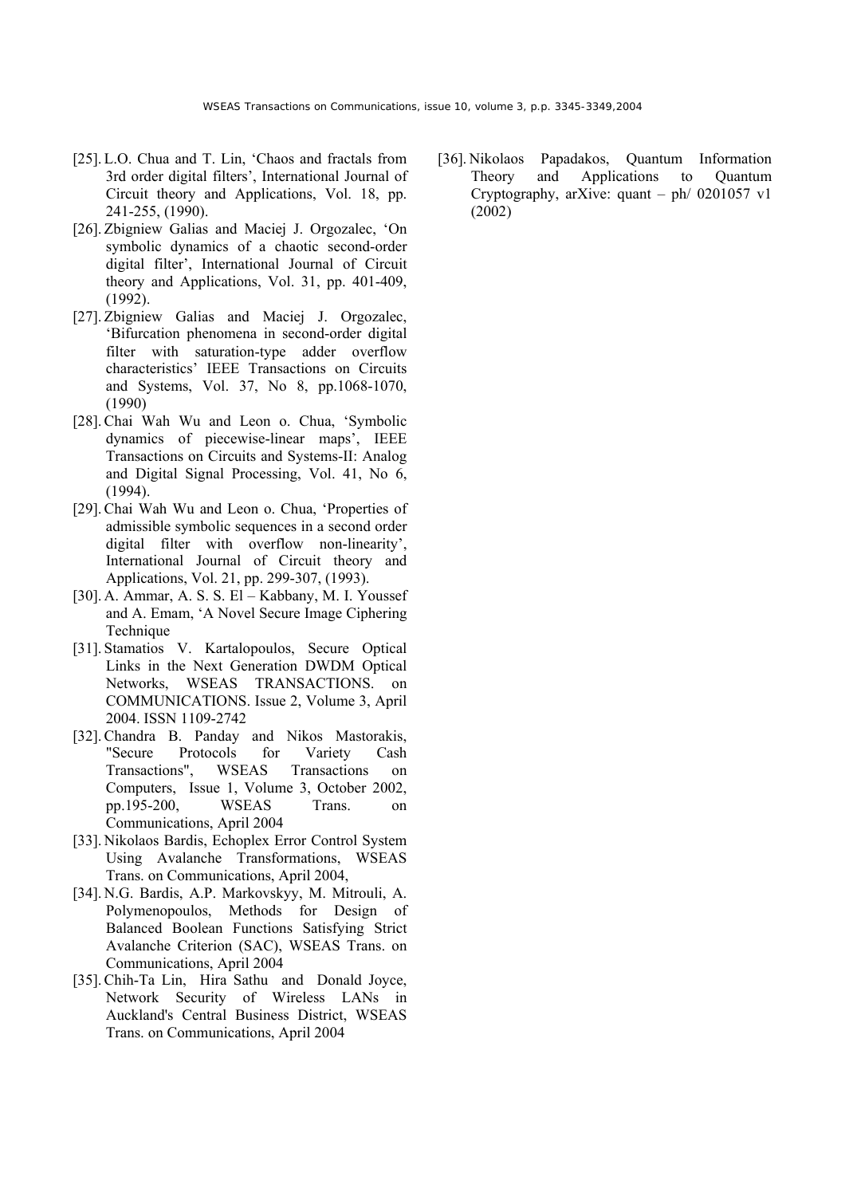[25]. L.O. Chua and T. Lin, 'Chaos and fractals from 3rd order digital filters', International Journal of Circuit theory and Applications, Vol. 18, pp. 241-255, (1990).

[26]. Zbigniew Galias and Maciej J. Orgozalec, 'On symbolic dynamics of a chaotic second-order digital filter', International Journal of Circuit theory and Applications, Vol. 31, pp. 401-409, (1992).

[27]. Zbigniew Galias and Maciej J. Orgozalec, 'Bifurcation phenomena in second-order digital filter with saturation-type adder overflow characteristics' IEEE Transactions on Circuits and Systems, Vol. 37, No 8, pp.1068-1070, (1990)

[28]. Chai Wah Wu and Leon o. Chua, 'Symbolic dynamics of piecewise-linear maps', IEEE Transactions on Circuits and Systems-II: Analog and Digital Signal Processing, Vol. 41, No 6, (1994).

[29]. Chai Wah Wu and Leon o. Chua, 'Properties of admissible symbolic sequences in a second order digital filter with overflow non-linearity', International Journal of Circuit theory and Applications, Vol. 21, pp. 299-307, (1993).

[30]. A. Ammar, A. S. S. El – Kabbany, M. I. Youssef and A. Emam, 'A Novel Secure Image Ciphering Technique

[31]. Stamatios V. Kartalopoulos, Secure Optical Links in the Next Generation DWDM Optical Networks, WSEAS TRANSACTIONS. on COMMUNICATIONS. Issue 2, Volume 3, April 2004. ISSN 1109-2742

[32]. Chandra B. Panday and Nikos Mastorakis, "Secure Protocols for Variety Cash Transactions", WSEAS Transactions on Computers, Issue 1, Volume 3, October 2002, pp.195-200, WSEAS Trans. on Communications, April 2004

[33]. Nikolaos Bardis, Echoplex Error Control System Using Avalanche Transformations, WSEAS Trans. on Communications, April 2004,

[34]. N.G. Bardis, A.P. Markovskyy, M. Mitrouli, A. Polymenopoulos, Methods for Design of Balanced Boolean Functions Satisfying Strict Avalanche Criterion (SAC), WSEAS Trans. on Communications, April 2004

[35]. Chih-Ta Lin, Hira Sathu and Donald Joyce, Network Security of Wireless LANs in Auckland's Central Business District, WSEAS Trans. on Communications, April 2004

[36]. Nikolaos Papadakos, Quantum Information Theory and Applications to Quantum Cryptography, arXive: quant – ph/ 0201057 v1 (2002)